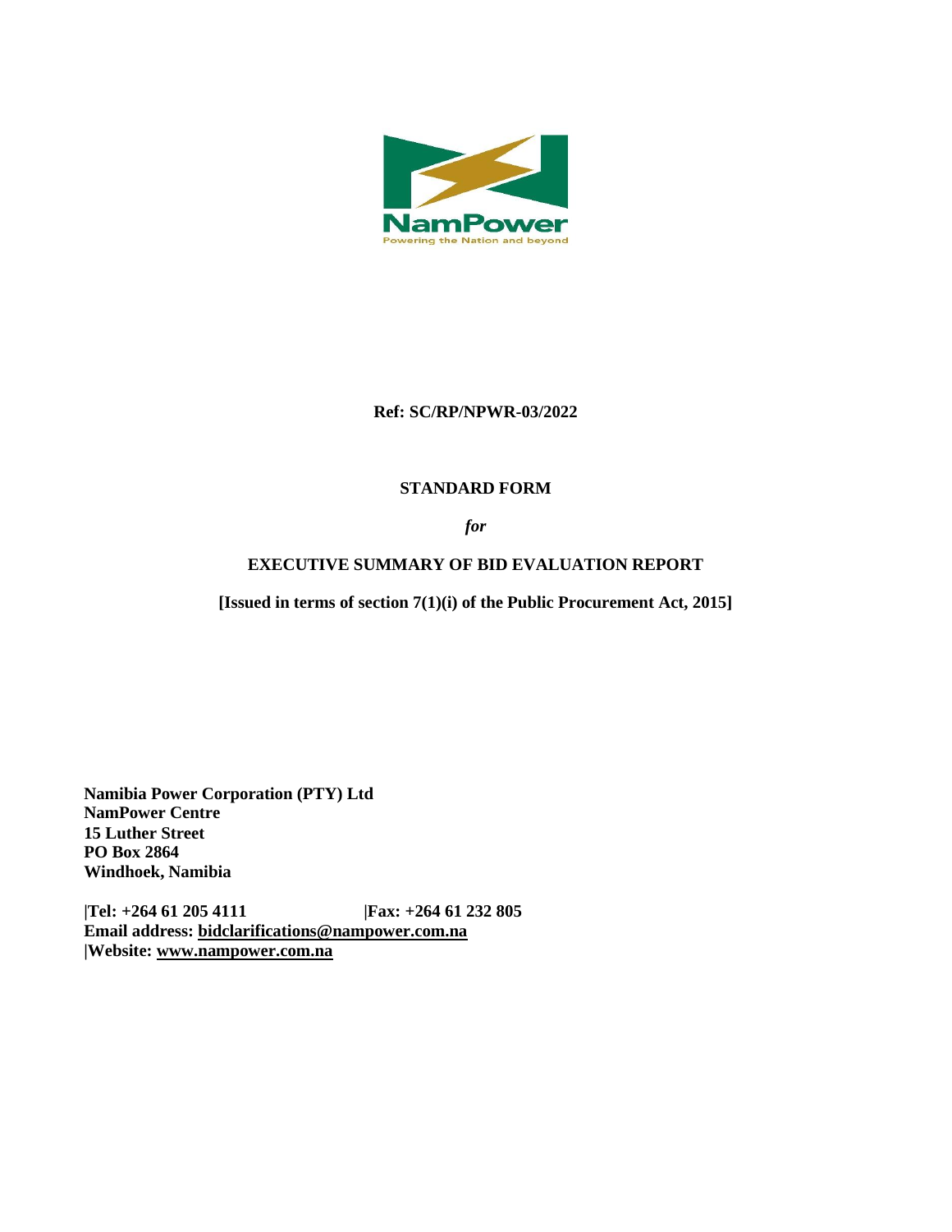NamPower

Powering the Nation and beyond

**Ref: SC/RP/NPWR-03/2022**

**STANDARD FORM**

***for***

**EXECUTIVE SUMMARY OF BID EVALUATION REPORT**

**[Issued in terms of section 7(1)(i) of the Public Procurement Act, 2015]**

**Namibia Power Corporation (PTY) Ltd**
**NamPower Centre**
**15 Luther Street**
**PO Box 2864**
**Windhoek, Namibia**

**|Tel: +264 61 205 4111 |Fax: +264 61 232 805**
**Email address: bidclarifications@nampower.com.na**
**|Website: www.nampower.com.na**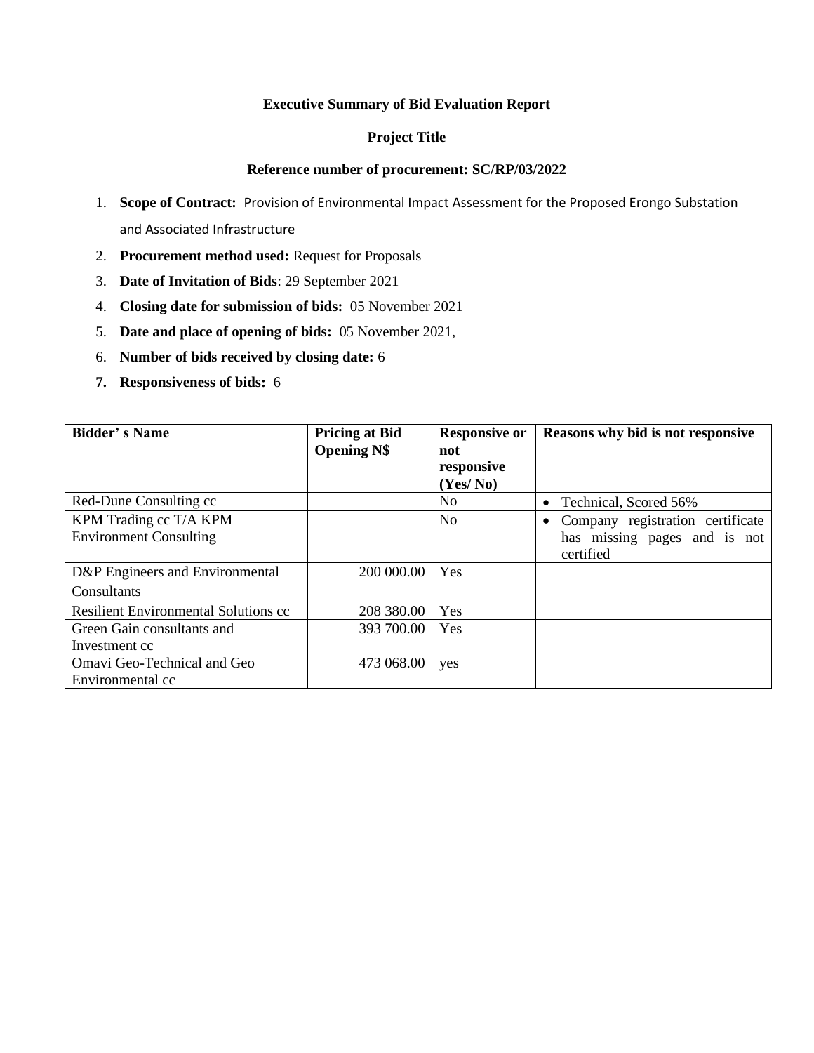**Executive Summary of Bid Evaluation Report**

**Project Title**

**Reference number of procurement: SC/RP/03/2022**

1. **Scope of Contract:** Provision of Environmental Impact Assessment for the Proposed Erongo Substation and Associated Infrastructure
2. **Procurement method used:** Request for Proposals
3. **Date of Invitation of Bids**: 29 September 2021
4. **Closing date for submission of bids:** 05 November 2021
5. **Date and place of opening of bids:** 05 November 2021,
6. **Number of bids received by closing date:** 6
7. **Responsiveness of bids:** 6

| Bidder' s Name | Pricing at Bid Opening N$ | Responsive or not responsive (Yes/ No) | Reasons why bid is not responsive |
|---|---|---|---|
| Red-Dune Consulting cc | | No | • Technical, Scored 56% |
| KPM Trading cc T/A KPM Environment Consulting | | No | • Company registration certificate has missing pages and is not certified |
| D&P Engineers and Environmental Consultants | 200 000.00 | Yes | |
| Resilient Environmental Solutions cc | 208 380.00 | Yes | |
| Green Gain consultants and Investment cc | 393 700.00 | Yes | |
| Omavi Geo-Technical and Geo Environmental cc | 473 068.00 | yes | |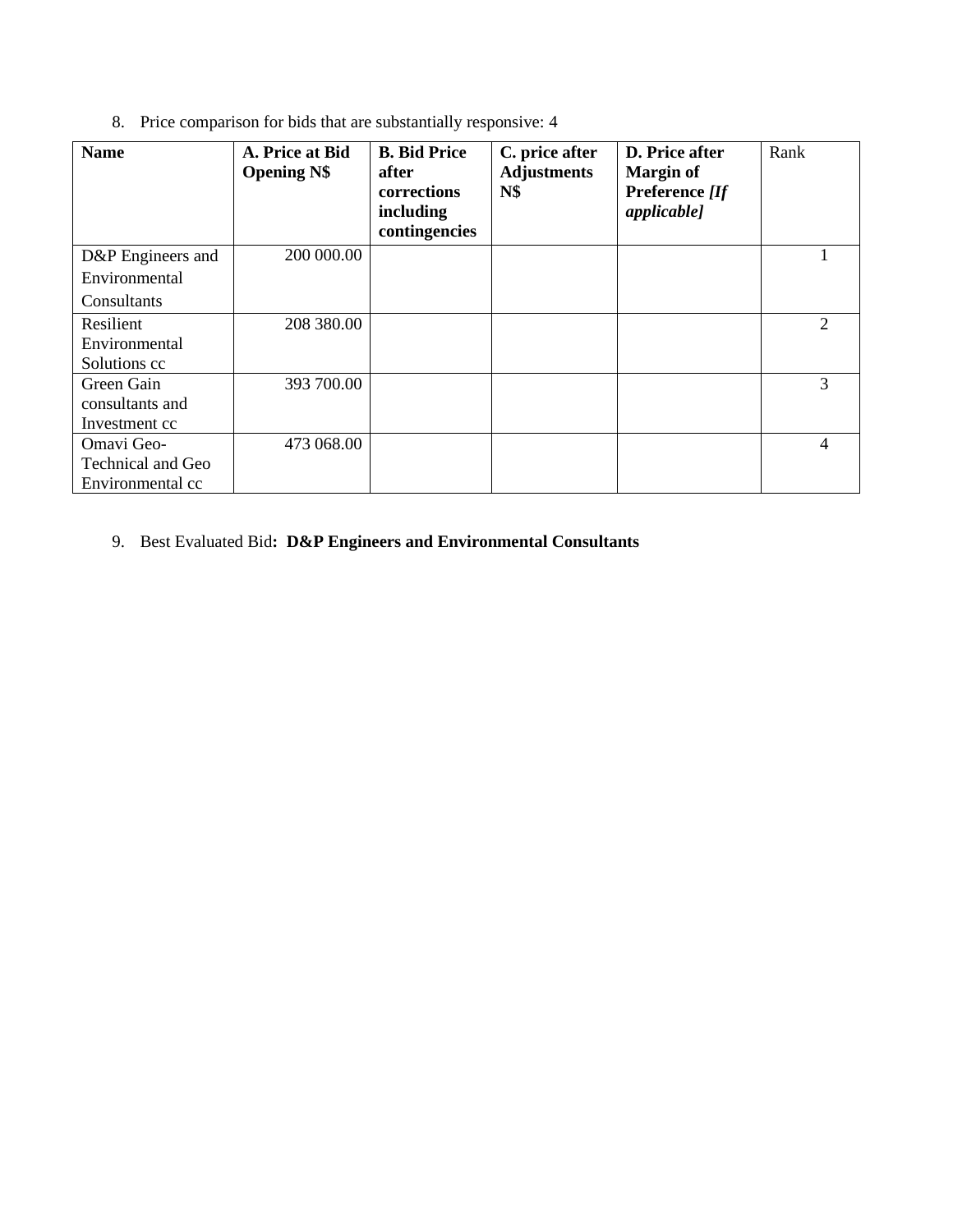8. Price comparison for bids that are substantially responsive: 4

| **Name** | **A. Price at Bid Opening N$** | **B. Bid Price after corrections including contingencies** | **C. price after Adjustments N$** | **D. Price after Margin of Preference *[If applicable]*** | Rank |
|---|---|---|---|---|---|
| D&P Engineers and Environmental Consultants | 200 000.00 | | | | 1 |
| Resilient Environmental Solutions cc | 208 380.00 | | | | 2 |
| Green Gain consultants and Investment cc | 393 700.00 | | | | 3 |
| Omavi Geo-Technical and Geo Environmental cc | 473 068.00 | | | | 4 |

9. Best Evaluated Bid**: D&P Engineers and Environmental Consultants**